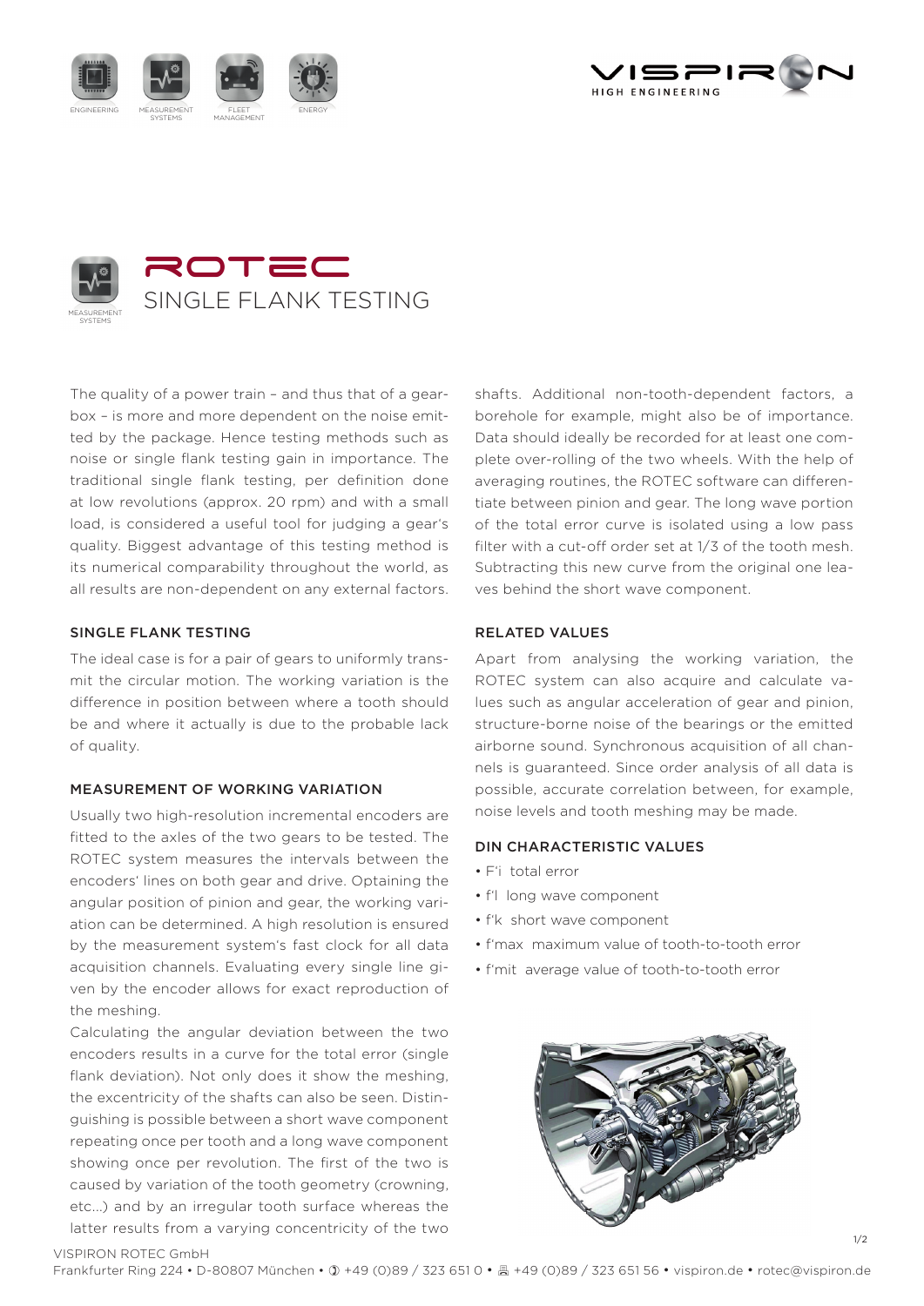# ROTEC

## SINGLE FLANK TESTING

The quality of a power train – and thus that of a gearbox – is more and more dependent on the noise emitted by the package. Hence testing methods such as noise or single flank testing gain in importance. The traditional single flank testing, per definition done at low revolutions (approx. 20 rpm) and with a small load, is considered a useful tool for judging a gear's quality. Biggest advantage of this testing method is its numerical comparability throughout the world, as all results are non-dependent on any external factors.

### SINGLE FLANK TESTING

The ideal case is for a pair of gears to uniformly transmit the circular motion. The working variation is the difference in position between where a tooth should be and where it actually is due to the probable lack of quality.

### MEASUREMENT OF WORKING VARIATION

Usually two high-resolution incremental encoders are fitted to the axles of the two gears to be tested. The ROTEC system measures the intervals between the encoders' lines on both gear and drive. Optaining the angular position of pinion and gear, the working variation can be determined. A high resolution is ensured by the measurement system's fast clock for all data acquisition channels. Evaluating every single line given by the encoder allows for exact reproduction of the meshing.

Calculating the angular deviation between the two encoders results in a curve for the total error (single flank deviation). Not only does it show the meshing, the excentricity of the shafts can also be seen. Distinguishing is possible between a short wave component repeating once per tooth and a long wave component showing once per revolution. The first of the two is caused by variation of the tooth geometry (crowning, etc...) and by an irregular tooth surface whereas the latter results from a varying concentricity of the two shafts. Additional non-tooth-dependent factors, a borehole for example, might also be of importance. Data should ideally be recorded for at least one complete over-rolling of the two wheels. With the help of averaging routines, the ROTEC software can differentiate between pinion and gear. The long wave portion of the total error curve is isolated using a low pass filter with a cut-off order set at 1/3 of the tooth mesh. Subtracting this new curve from the original one leaves behind the short wave component.

### RELATED VALUES

Apart from analysing the working variation, the ROTEC system can also acquire and calculate values such as angular acceleration of gear and pinion, structure-borne noise of the bearings or the emitted airborne sound. Synchronous acquisition of all channels is guaranteed. Since order analysis of all data is possible, accurate correlation between, for example, noise levels and tooth meshing may be made.

### DIN CHARACTERISTIC VALUES

- F'i total error
- f'l long wave component
- f'k short wave component
- f'max maximum value of tooth-to-tooth error
- f'mit average value of tooth-to-tooth error

VISPIRON ROTEC GmbH
Frankfurter Ring 224 • D-80807 München • +49 (0)89 / 323 651 0 • +49 (0)89 / 323 651 56 • vispiron.de • rotec@vispiron.de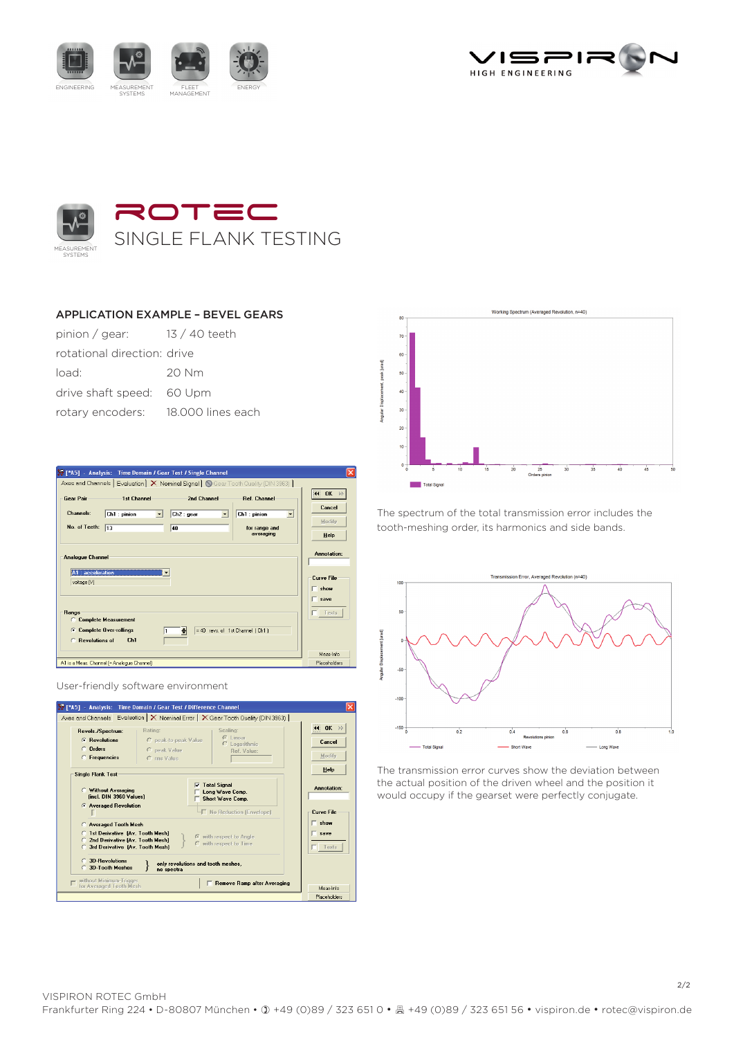ENGINEERING MEASUREMENT SYSTEMS FLEET MANAGEMENT ENERGY

VISPIRON HIGH ENGINEERING

# ROTEC

## SINGLE FLANK TESTING

### APPLICATION EXAMPLE – BEVEL GEARS

| | |
|---|---|
| pinion / gear: | 13 / 40 teeth |
| rotational direction: | drive |
| load: | 20 Nm |
| drive shaft speed: | 60 Upm |
| rotary encoders: | 18.000 lines each |

User-friendly software environment

Working Spectrum (Averaged Revolution, n=40)

Angular Displacement peak [urad]

Orders pinion

Total Signal

The spectrum of the total transmission error includes the tooth-meshing order, its harmonics and side bands.

Transmission Error, Averaged Revolution (n=40)

Angular Displacement [urad]

Revolutions pinion

Total Signal — Short Wave — Long Wave

The transmission error curves show the deviation between the actual position of the driven wheel and the position it would occupy if the gearset were perfectly conjugate.

VISPIRON ROTEC GmbH
Frankfurter Ring 224 • D-80807 München • ✆ +49 (0)89 / 323 651 0 • 🖷 +49 (0)89 / 323 651 56 • vispiron.de • rotec@vispiron.de